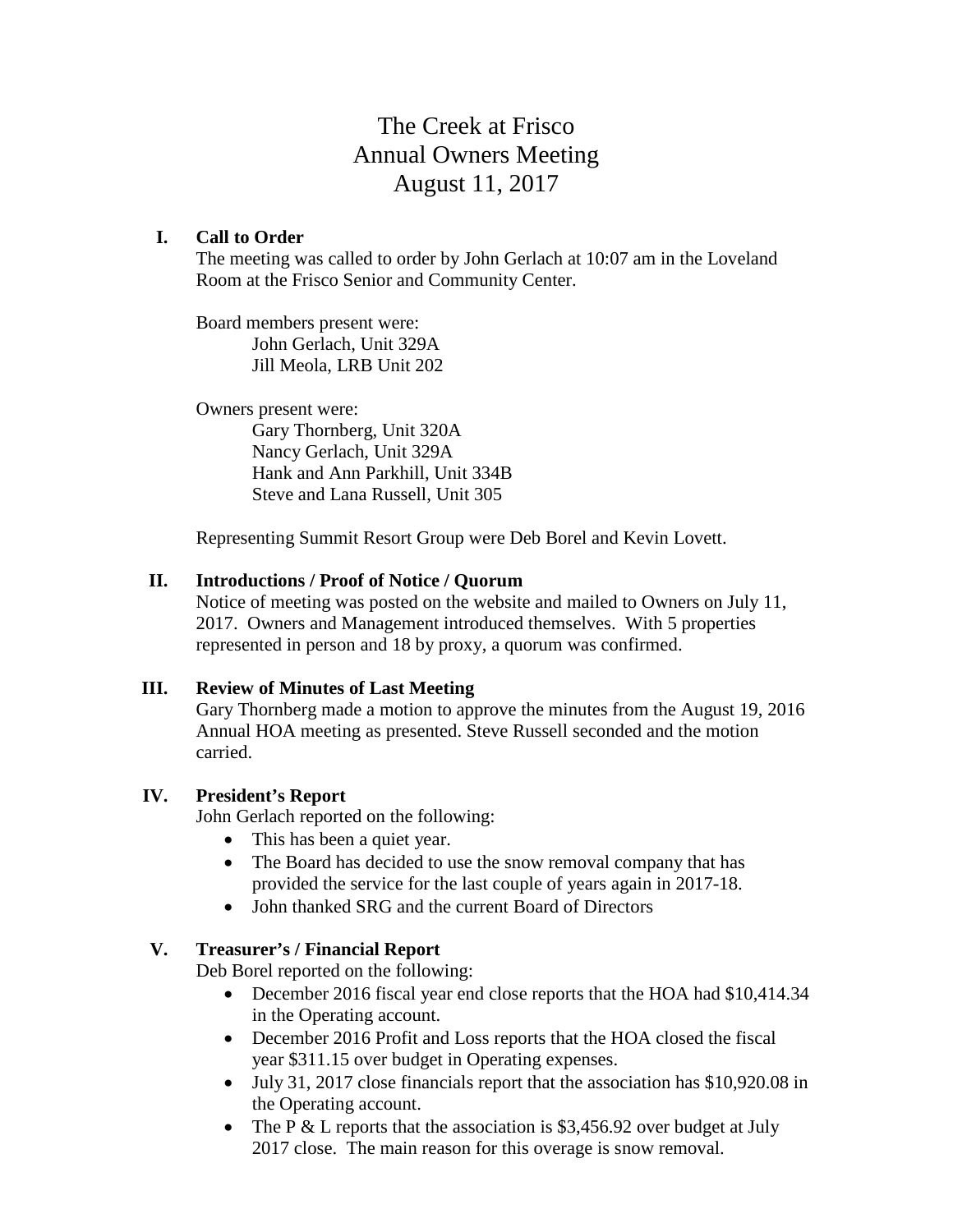# The Creek at Frisco
# Annual Owners Meeting
# August 11, 2017

## I. Call to Order

The meeting was called to order by John Gerlach at 10:07 am in the Loveland Room at the Frisco Senior and Community Center.

Board members present were:

John Gerlach, Unit 329A
Jill Meola, LRB Unit 202

Owners present were:

Gary Thornberg, Unit 320A
Nancy Gerlach, Unit 329A
Hank and Ann Parkhill, Unit 334B
Steve and Lana Russell, Unit 305

Representing Summit Resort Group were Deb Borel and Kevin Lovett.

## II. Introductions / Proof of Notice / Quorum

Notice of meeting was posted on the website and mailed to Owners on July 11, 2017. Owners and Management introduced themselves. With 5 properties represented in person and 18 by proxy, a quorum was confirmed.

## III. Review of Minutes of Last Meeting

Gary Thornberg made a motion to approve the minutes from the August 19, 2016 Annual HOA meeting as presented. Steve Russell seconded and the motion carried.

## IV. President's Report

John Gerlach reported on the following:

- This has been a quiet year.
- The Board has decided to use the snow removal company that has provided the service for the last couple of years again in 2017-18.
- John thanked SRG and the current Board of Directors

## V. Treasurer's / Financial Report

Deb Borel reported on the following:

- December 2016 fiscal year end close reports that the HOA had $10,414.34 in the Operating account.
- December 2016 Profit and Loss reports that the HOA closed the fiscal year $311.15 over budget in Operating expenses.
- July 31, 2017 close financials report that the association has $10,920.08 in the Operating account.
- The P & L reports that the association is $3,456.92 over budget at July 2017 close. The main reason for this overage is snow removal.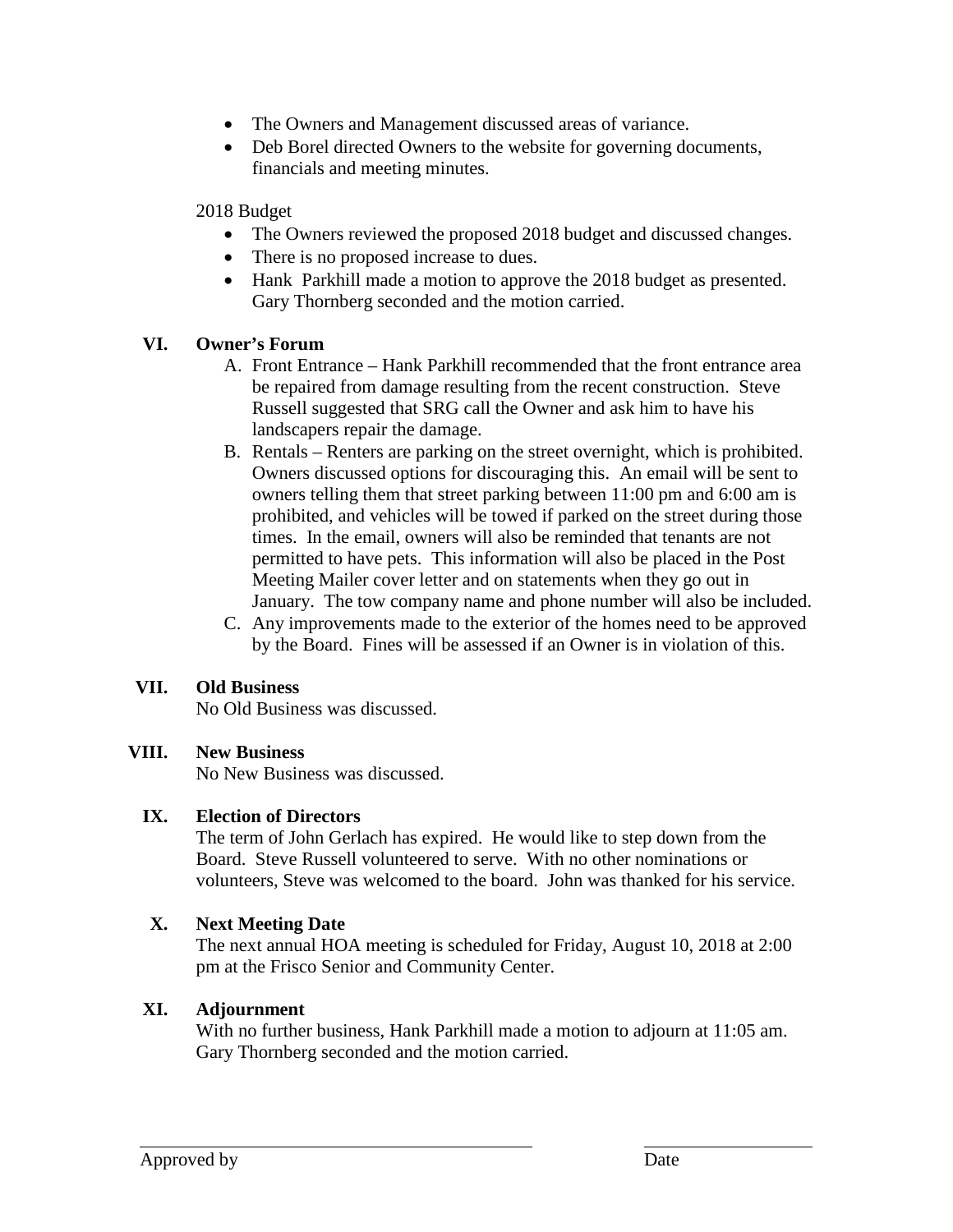- The Owners and Management discussed areas of variance.
- Deb Borel directed Owners to the website for governing documents, financials and meeting minutes.

2018 Budget

- The Owners reviewed the proposed 2018 budget and discussed changes.
- There is no proposed increase to dues.
- Hank Parkhill made a motion to approve the 2018 budget as presented. Gary Thornberg seconded and the motion carried.

## VI. Owner's Forum

A. Front Entrance – Hank Parkhill recommended that the front entrance area be repaired from damage resulting from the recent construction. Steve Russell suggested that SRG call the Owner and ask him to have his landscapers repair the damage.

B. Rentals – Renters are parking on the street overnight, which is prohibited. Owners discussed options for discouraging this. An email will be sent to owners telling them that street parking between 11:00 pm and 6:00 am is prohibited, and vehicles will be towed if parked on the street during those times. In the email, owners will also be reminded that tenants are not permitted to have pets. This information will also be placed in the Post Meeting Mailer cover letter and on statements when they go out in January. The tow company name and phone number will also be included.

C. Any improvements made to the exterior of the homes need to be approved by the Board. Fines will be assessed if an Owner is in violation of this.

## VII. Old Business

No Old Business was discussed.

## VIII. New Business

No New Business was discussed.

## IX. Election of Directors

The term of John Gerlach has expired. He would like to step down from the Board. Steve Russell volunteered to serve. With no other nominations or volunteers, Steve was welcomed to the board. John was thanked for his service.

## X. Next Meeting Date

The next annual HOA meeting is scheduled for Friday, August 10, 2018 at 2:00 pm at the Frisco Senior and Community Center.

## XI. Adjournment

With no further business, Hank Parkhill made a motion to adjourn at 11:05 am. Gary Thornberg seconded and the motion carried.

\_\_\_\_\_\_\_\_\_\_\_\_\_\_\_\_\_\_\_\_\_\_\_\_\_\_\_\_\_\_\_\_\_\_\_\_\_\_\_\_ \_\_\_\_\_\_\_\_\_\_\_\_\_\_\_\_\_\_\_\_

Approved by Date